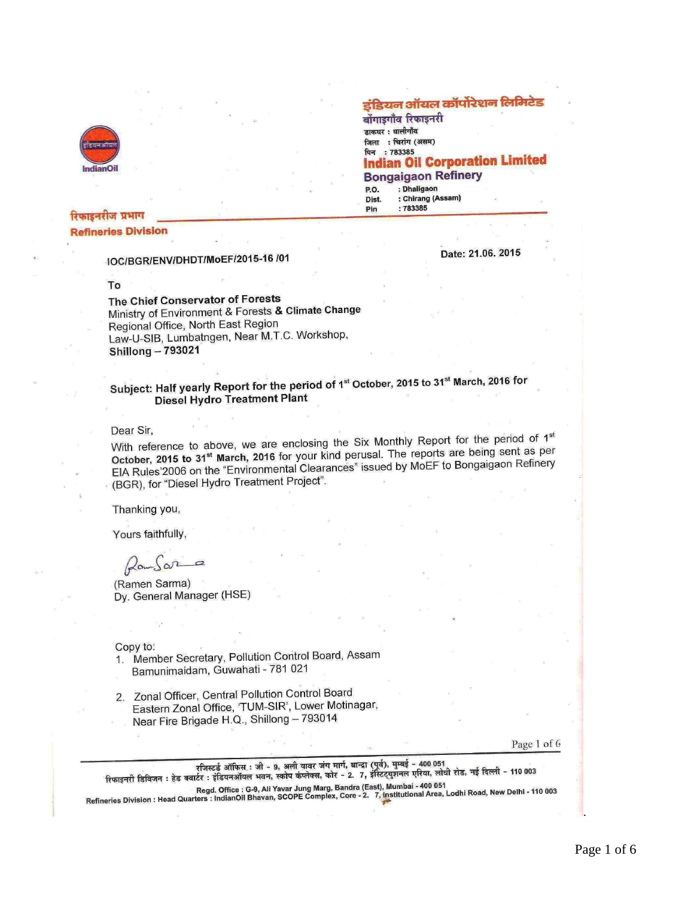इंडियन ऑयल कॉर्पोरेशन लिमिटेड
बोंगाइगाँव रिफाइनरी
डाकघर : धालीगाँव
जिला : चिरांग (असम)
पिन : 783385

**Indian Oil Corporation Limited**
**Bongaigaon Refinery**
P.O. : Dhaligaon
Dist. : Chirang (Assam)
Pin : 783385

IndianOil

रिफाइनरीज प्रभाग
**Refineries Division**

IOC/BGR/ENV/DHDT/MoEF/2015-16 /01

Date: 21.06. 2015

To

**The Chief Conservator of Forests**
Ministry of Environment & Forests **& Climate Change**
Regional Office, North East Region
Law-U-SIB, Lumbatngen, Near M.T.C. Workshop,
**Shillong – 793021**

**Subject: Half yearly Report for the period of 1st October, 2015 to 31st March, 2016 for Diesel Hydro Treatment Plant**

Dear Sir,

With reference to above, we are enclosing the Six Monthly Report for the period of 1st **October, 2015 to 31st March, 2016** for your kind perusal. The reports are being sent as per EIA Rules'2006 on the "Environmental Clearances" issued by MoEF to Bongaigaon Refinery (BGR), for "Diesel Hydro Treatment Project".

Thanking you,

Yours faithfully,

(Ramen Sarma)
Dy. General Manager (HSE)

Copy to:

1. Member Secretary, Pollution Control Board, Assam
   Bamunimaidam, Guwahati - 781 021

2. Zonal Officer, Central Pollution Control Board
   Eastern Zonal Office, 'TUM-SIR', Lower Motinagar,
   Near Fire Brigade H.Q., Shillong – 793014

रजिस्टर्ड ऑफिस : जी - 9, अली यावर जंग मार्ग, बान्द्रा (पूर्व), मुम्बई - 400 051
रिफाइनरी डिविजन : हेड क्वार्टर : इंडियनऑयल भवन, स्कोप कंप्लेक्स, कोर - 2. 7, इंस्टिट्यूशनल एरिया, लोधी रोड, नई दिल्ली - 110 003

Regd. Office : G-9, Ali Yavar Jung Marg, Bandra (East), Mumbai - 400 051
Refineries Division : Head Quarters : IndianOil Bhavan, SCOPE Complex, Core - 2. 7, Institutional Area, Lodhi Road, New Delhi - 110 003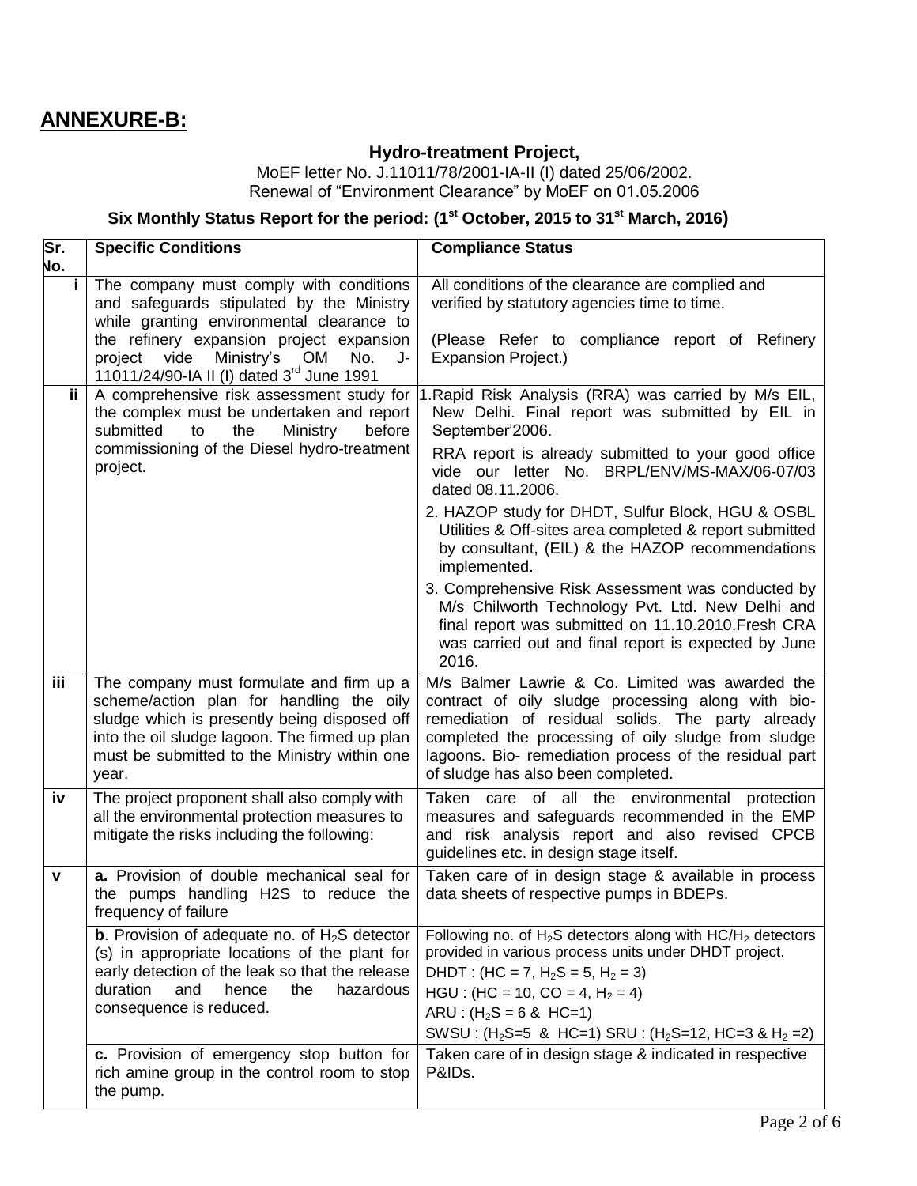## ANNEXURE-B:

**Hydro-treatment Project,**

MoEF letter No. J.11011/78/2001-IA-II (I) dated 25/06/2002.
Renewal of "Environment Clearance" by MoEF on 01.05.2006

**Six Monthly Status Report for the period: (1st October, 2015 to 31st March, 2016)**

| Sr. No. | Specific Conditions | Compliance Status |
|---|---|---|
| i | The company must comply with conditions and safeguards stipulated by the Ministry while granting environmental clearance to the refinery expansion project expansion project vide Ministry's OM No. J-11011/24/90-IA II (I) dated 3rd June 1991 | All conditions of the clearance are complied and verified by statutory agencies time to time. <br><br> (Please Refer to compliance report of Refinery Expansion Project.) |
| ii | A comprehensive risk assessment study for the complex must be undertaken and report submitted to the Ministry before commissioning of the Diesel hydro-treatment project. | 1. Rapid Risk Analysis (RRA) was carried by M/s EIL, New Delhi. Final report was submitted by EIL in September'2006. <br> RRA report is already submitted to your good office vide our letter No. BRPL/ENV/MS-MAX/06-07/03 dated 08.11.2006. <br> 2. HAZOP study for DHDT, Sulfur Block, HGU & OSBL Utilities & Off-sites area completed & report submitted by consultant, (EIL) & the HAZOP recommendations implemented. <br> 3. Comprehensive Risk Assessment was conducted by M/s Chilworth Technology Pvt. Ltd. New Delhi and final report was submitted on 11.10.2010. Fresh CRA was carried out and final report is expected by June 2016. |
| iii | The company must formulate and firm up a scheme/action plan for handling the oily sludge which is presently being disposed off into the oil sludge lagoon. The firmed up plan must be submitted to the Ministry within one year. | M/s Balmer Lawrie & Co. Limited was awarded the contract of oily sludge processing along with bio-remediation of residual solids. The party already completed the processing of oily sludge from sludge lagoons. Bio- remediation process of the residual part of sludge has also been completed. |
| iv | The project proponent shall also comply with all the environmental protection measures to mitigate the risks including the following: | Taken care of all the environmental protection measures and safeguards recommended in the EMP and risk analysis report and also revised CPCB guidelines etc. in design stage itself. |
| v | **a.** Provision of double mechanical seal for the pumps handling H2S to reduce the frequency of failure | Taken care of in design stage & available in process data sheets of respective pumps in BDEPs. |
| | **b**. Provision of adequate no. of $H_2S$ detector (s) in appropriate locations of the plant for early detection of the leak so that the release duration and hence the hazardous consequence is reduced. | Following no. of $H_2S$ detectors along with $HC/H_2$ detectors provided in various process units under DHDT project. <br> DHDT : (HC = 7, $H_2S$ = 5, $H_2$ = 3) <br> HGU : (HC = 10, CO = 4, $H_2$ = 4) <br> ARU : ($H_2S$ = 6 & HC=1) <br> SWSU : ($H_2S$=5 & HC=1) SRU : ($H_2S$=12, HC=3 & $H_2$ =2) |
| | **c.** Provision of emergency stop button for rich amine group in the control room to stop the pump. | Taken care of in design stage & indicated in respective P&IDs. |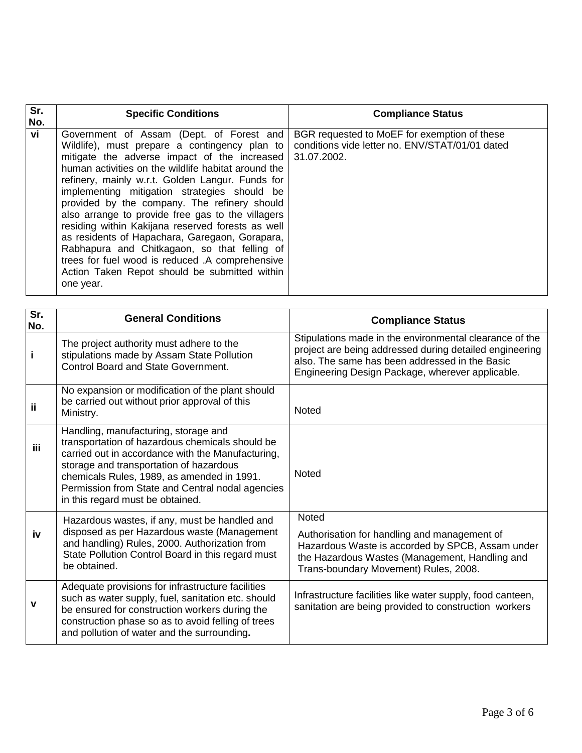| Sr. No. | Specific Conditions | Compliance Status |
|---|---|---|
| vi | Government of Assam (Dept. of Forest and Wildlife), must prepare a contingency plan to mitigate the adverse impact of the increased human activities on the wildlife habitat around the refinery, mainly w.r.t. Golden Langur. Funds for implementing mitigation strategies should be provided by the company. The refinery should also arrange to provide free gas to the villagers residing within Kakijana reserved forests as well as residents of Hapachara, Garegaon, Gorapara, Rabhapura and Chitkagaon, so that felling of trees for fuel wood is reduced .A comprehensive Action Taken Repot should be submitted within one year. | BGR requested to MoEF for exemption of these conditions vide letter no. ENV/STAT/01/01 dated 31.07.2002. |

| Sr. No. | General Conditions | Compliance Status |
|---|---|---|
| i | The project authority must adhere to the stipulations made by Assam State Pollution Control Board and State Government. | Stipulations made in the environmental clearance of the project are being addressed during detailed engineering also. The same has been addressed in the Basic Engineering Design Package, wherever applicable. |
| ii | No expansion or modification of the plant should be carried out without prior approval of this Ministry. | Noted |
| iii | Handling, manufacturing, storage and transportation of hazardous chemicals should be carried out in accordance with the Manufacturing, storage and transportation of hazardous chemicals Rules, 1989, as amended in 1991. Permission from State and Central nodal agencies in this regard must be obtained. | Noted |
| iv | Hazardous wastes, if any, must be handled and disposed as per Hazardous waste (Management and handling) Rules, 2000. Authorization from State Pollution Control Board in this regard must be obtained. | Noted<br><br>Authorisation for handling and management of Hazardous Waste is accorded by SPCB, Assam under the Hazardous Wastes (Management, Handling and Trans-boundary Movement) Rules, 2008. |
| v | Adequate provisions for infrastructure facilities such as water supply, fuel, sanitation etc. should be ensured for construction workers during the construction phase so as to avoid felling of trees and pollution of water and the surrounding**.** | Infrastructure facilities like water supply, food canteen, sanitation are being provided to construction workers |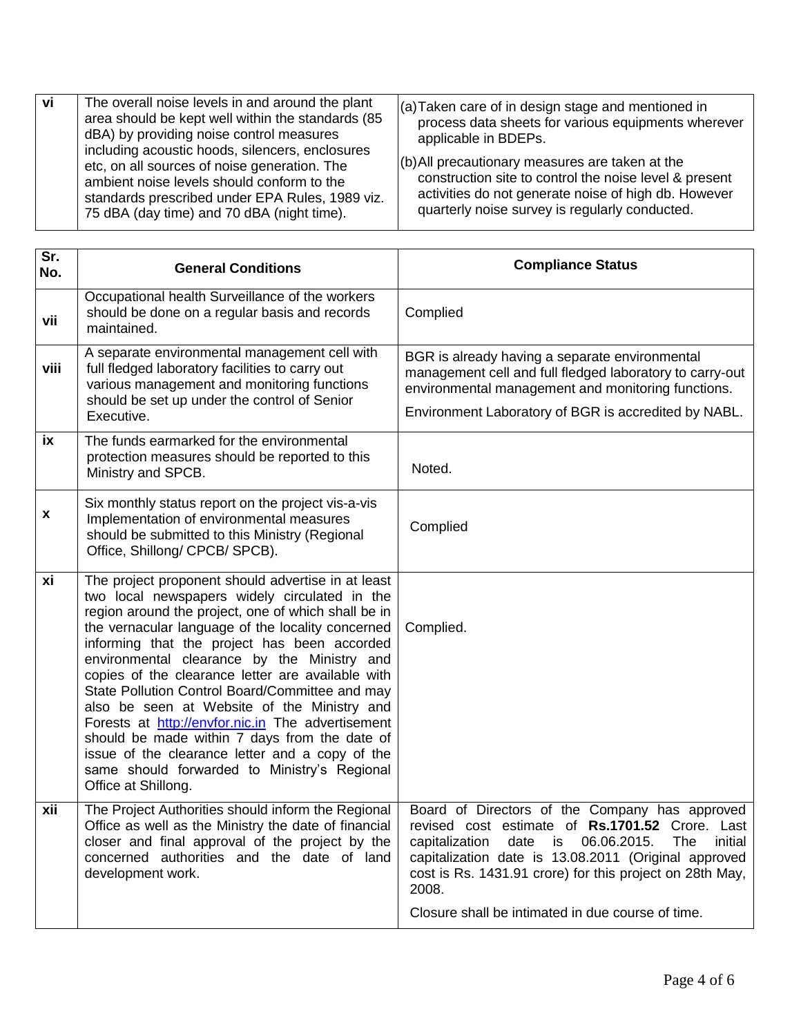| vi | The overall noise levels in and around the plant area should be kept well within the standards (85 dBA) by providing noise control measures including acoustic hoods, silencers, enclosures etc, on all sources of noise generation. The ambient noise levels should conform to the standards prescribed under EPA Rules, 1989 viz. 75 dBA (day time) and 70 dBA (night time). | (a) Taken care of in design stage and mentioned in process data sheets for various equipments wherever applicable in BDEPs.<br>(b) All precautionary measures are taken at the construction site to control the noise level & present activities do not generate noise of high db. However quarterly noise survey is regularly conducted. |
|---|---|---|

| Sr. No. | General Conditions | Compliance Status |
|---|---|---|
| vii | Occupational health Surveillance of the workers should be done on a regular basis and records maintained. | Complied |
| viii | A separate environmental management cell with full fledged laboratory facilities to carry out various management and monitoring functions should be set up under the control of Senior Executive. | BGR is already having a separate environmental management cell and full fledged laboratory to carry-out environmental management and monitoring functions.<br>Environment Laboratory of BGR is accredited by NABL. |
| ix | The funds earmarked for the environmental protection measures should be reported to this Ministry and SPCB. | Noted. |
| x | Six monthly status report on the project vis-a-vis Implementation of environmental measures should be submitted to this Ministry (Regional Office, Shillong/ CPCB/ SPCB). | Complied |
| xi | The project proponent should advertise in at least two local newspapers widely circulated in the region around the project, one of which shall be in the vernacular language of the locality concerned informing that the project has been accorded environmental clearance by the Ministry and copies of the clearance letter are available with State Pollution Control Board/Committee and may also be seen at Website of the Ministry and Forests at http://envfor.nic.in The advertisement should be made within 7 days from the date of issue of the clearance letter and a copy of the same should forwarded to Ministry's Regional Office at Shillong. | Complied. |
| xii | The Project Authorities should inform the Regional Office as well as the Ministry the date of financial closer and final approval of the project by the concerned authorities and the date of land development work. | Board of Directors of the Company has approved revised cost estimate of **Rs.1701.52** Crore. Last capitalization date is 06.06.2015. The initial capitalization date is 13.08.2011 (Original approved cost is Rs. 1431.91 crore) for this project on 28th May, 2008.<br>Closure shall be intimated in due course of time. |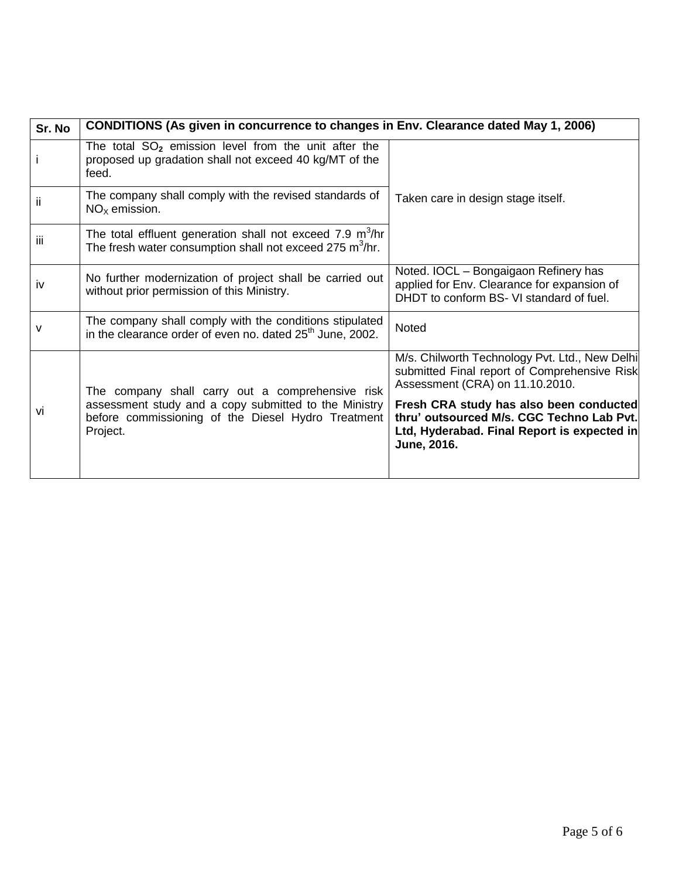| Sr. No | CONDITIONS (As given in concurrence to changes in Env. Clearance dated May 1, 2006) | |
|---|---|---|
| i | The total $SO_2$ emission level from the unit after the proposed up gradation shall not exceed 40 kg/MT of the feed. | Taken care in design stage itself. |
| ii | The company shall comply with the revised standards of $NO_X$ emission. | |
| iii | The total effluent generation shall not exceed 7.9 $m^3$/hr The fresh water consumption shall not exceed 275 $m^3$/hr. | |
| iv | No further modernization of project shall be carried out without prior permission of this Ministry. | Noted. IOCL – Bongaigaon Refinery has applied for Env. Clearance for expansion of DHDT to conform BS- VI standard of fuel. |
| v | The company shall comply with the conditions stipulated in the clearance order of even no. dated 25th June, 2002. | Noted |
| vi | The company shall carry out a comprehensive risk assessment study and a copy submitted to the Ministry before commissioning of the Diesel Hydro Treatment Project. | M/s. Chilworth Technology Pvt. Ltd., New Delhi submitted Final report of Comprehensive Risk Assessment (CRA) on 11.10.2010. **Fresh CRA study has also been conducted thru' outsourced M/s. CGC Techno Lab Pvt. Ltd, Hyderabad. Final Report is expected in June, 2016.** |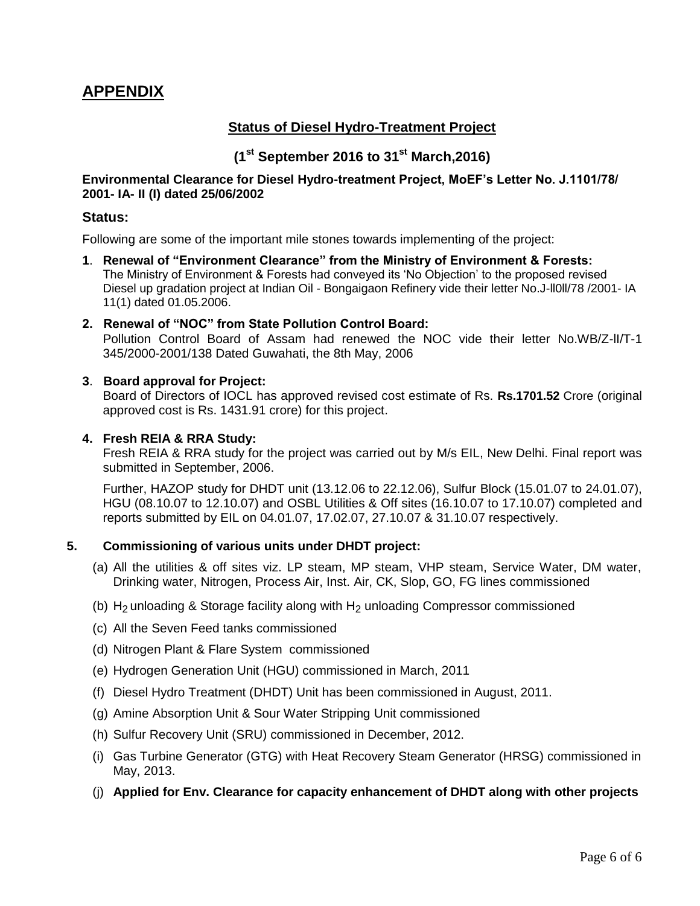# APPENDIX

## Status of Diesel Hydro-Treatment Project

## (1st September 2016 to 31st March,2016)

**Environmental Clearance for Diesel Hydro-treatment Project, MoEF's Letter No. J.1101/78/ 2001- IA- II (I) dated 25/06/2002**

### Status:

Following are some of the important mile stones towards implementing of the project:

**1**. **Renewal of "Environment Clearance" from the Ministry of Environment & Forests:**
The Ministry of Environment & Forests had conveyed its 'No Objection' to the proposed revised Diesel up gradation project at Indian Oil - Bongaigaon Refinery vide their letter No.J-ll0ll/78 /2001- IA 11(1) dated 01.05.2006.

**2. Renewal of "NOC" from State Pollution Control Board:**
Pollution Control Board of Assam had renewed the NOC vide their letter No.WB/Z-lI/T-1 345/2000-2001/138 Dated Guwahati, the 8th May, 2006

**3**. **Board approval for Project:**
Board of Directors of IOCL has approved revised cost estimate of Rs. **Rs.1701.52** Crore (original approved cost is Rs. 1431.91 crore) for this project.

**4. Fresh REIA & RRA Study:**
Fresh REIA & RRA study for the project was carried out by M/s EIL, New Delhi. Final report was submitted in September, 2006.

Further, HAZOP study for DHDT unit (13.12.06 to 22.12.06), Sulfur Block (15.01.07 to 24.01.07), HGU (08.10.07 to 12.10.07) and OSBL Utilities & Off sites (16.10.07 to 17.10.07) completed and reports submitted by EIL on 04.01.07, 17.02.07, 27.10.07 & 31.10.07 respectively.

**5. Commissioning of various units under DHDT project:**

(a) All the utilities & off sites viz. LP steam, MP steam, VHP steam, Service Water, DM water, Drinking water, Nitrogen, Process Air, Inst. Air, CK, Slop, GO, FG lines commissioned

(b) $H_2$ unloading & Storage facility along with $H_2$ unloading Compressor commissioned

(c) All the Seven Feed tanks commissioned

(d) Nitrogen Plant & Flare System commissioned

(e) Hydrogen Generation Unit (HGU) commissioned in March, 2011

(f) Diesel Hydro Treatment (DHDT) Unit has been commissioned in August, 2011.

(g) Amine Absorption Unit & Sour Water Stripping Unit commissioned

(h) Sulfur Recovery Unit (SRU) commissioned in December, 2012.

(i) Gas Turbine Generator (GTG) with Heat Recovery Steam Generator (HRSG) commissioned in May, 2013.

(j) **Applied for Env. Clearance for capacity enhancement of DHDT along with other projects**